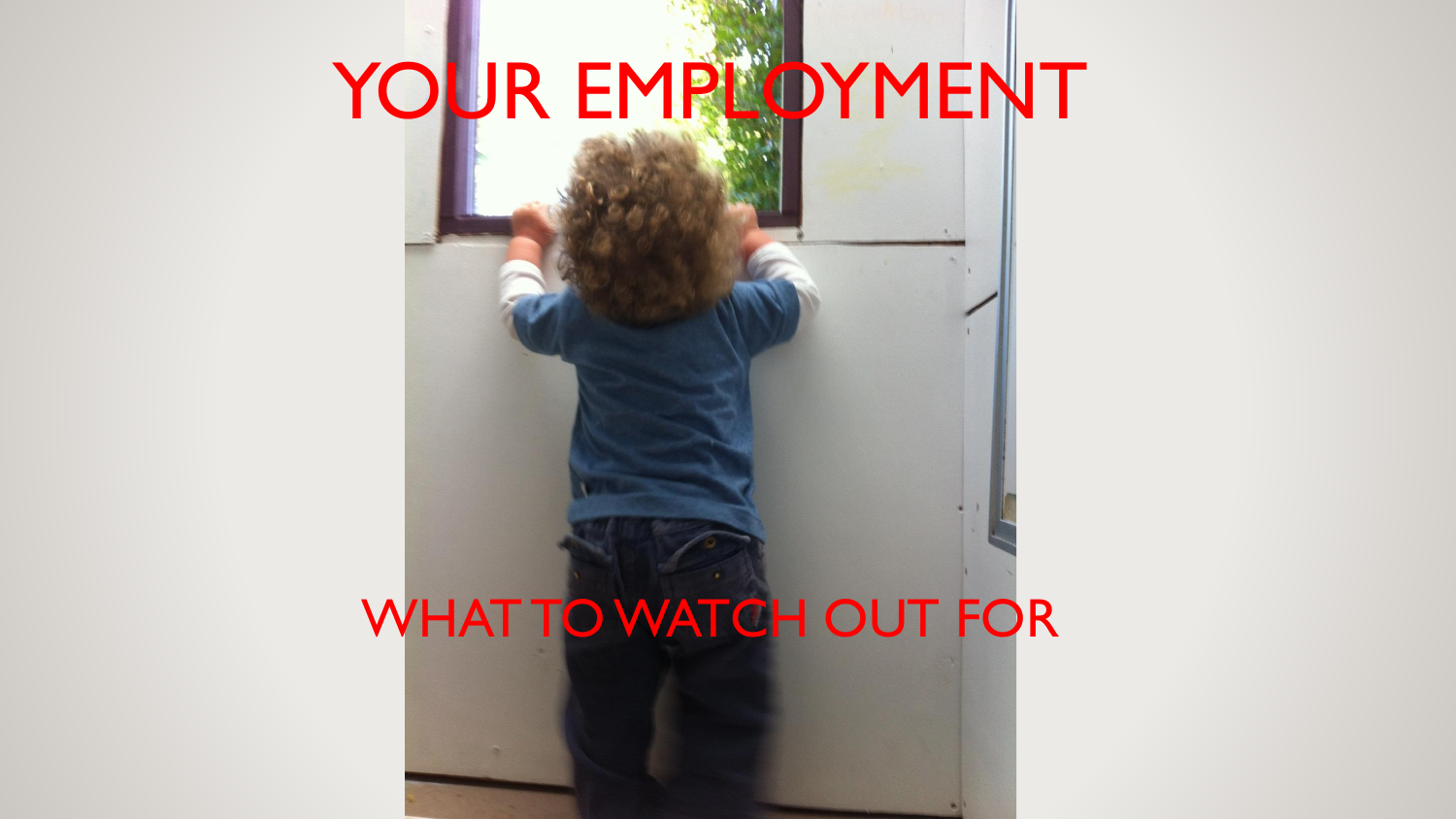# YOUR EMPLOYMENT

## WHAT TO WATCH OUT FOR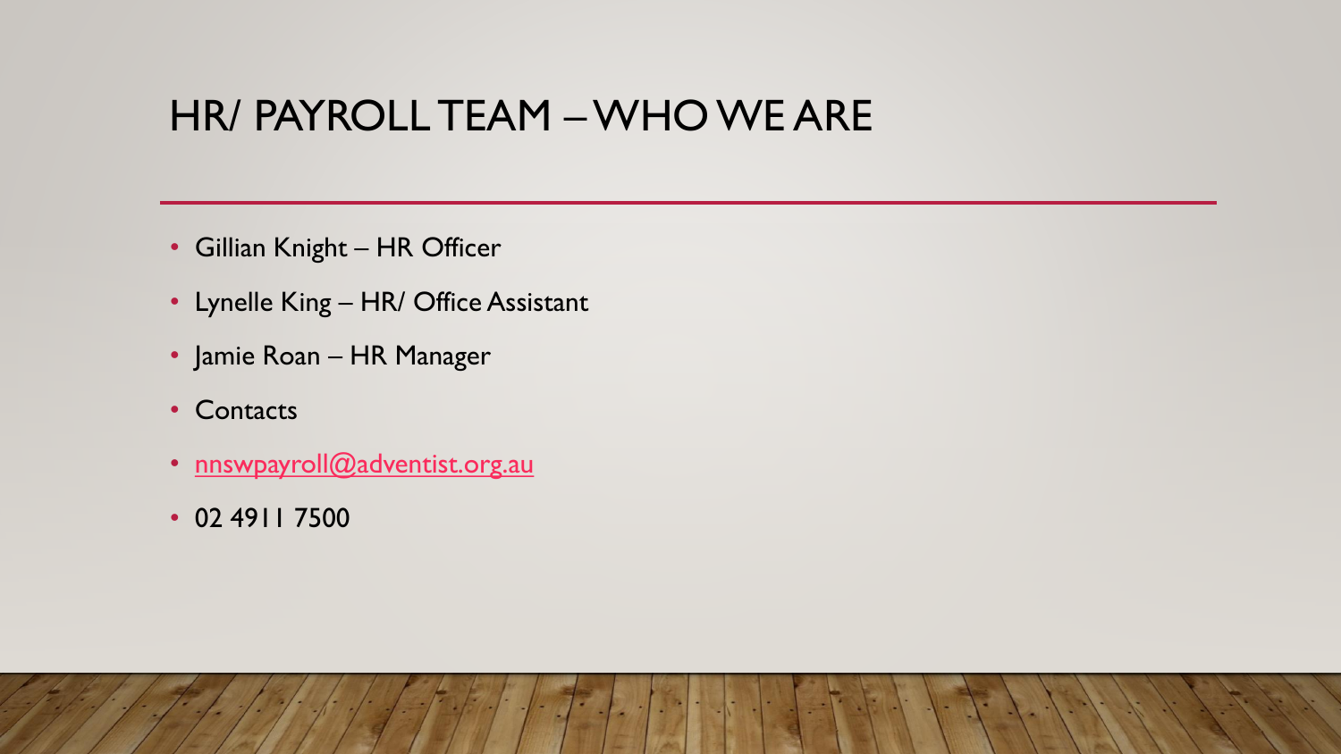# HR/ PAYROLL TEAM – WHO WE ARE

- Gillian Knight – HR Officer
- Lynelle King – HR/ Office Assistant
- Jamie Roan – HR Manager
- Contacts
- nnswpayroll@adventist.org.au
- 02 4911 7500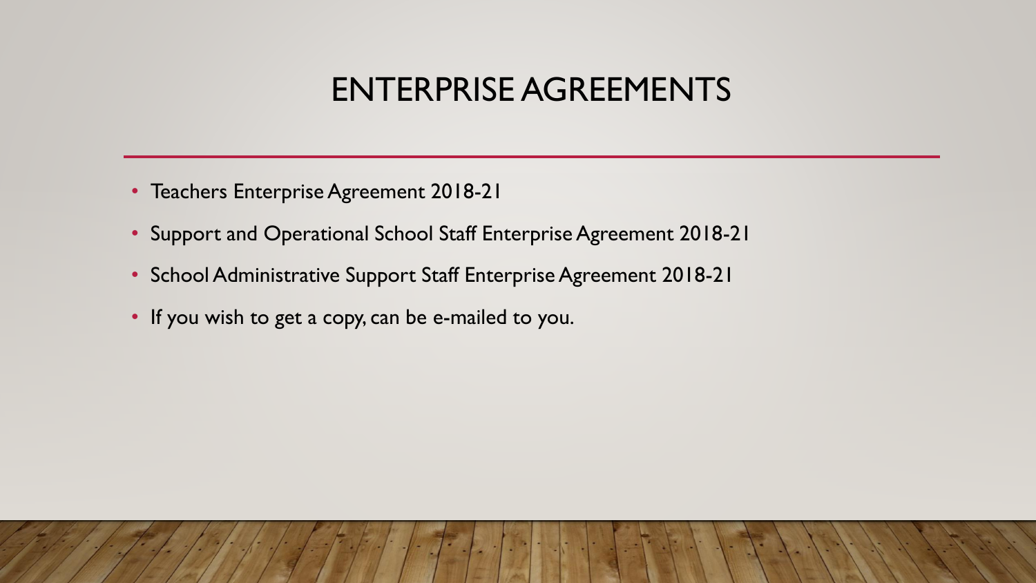# ENTERPRISE AGREEMENTS

- Teachers Enterprise Agreement 2018-21
- Support and Operational School Staff Enterprise Agreement 2018-21
- School Administrative Support Staff Enterprise Agreement 2018-21
- If you wish to get a copy, can be e-mailed to you.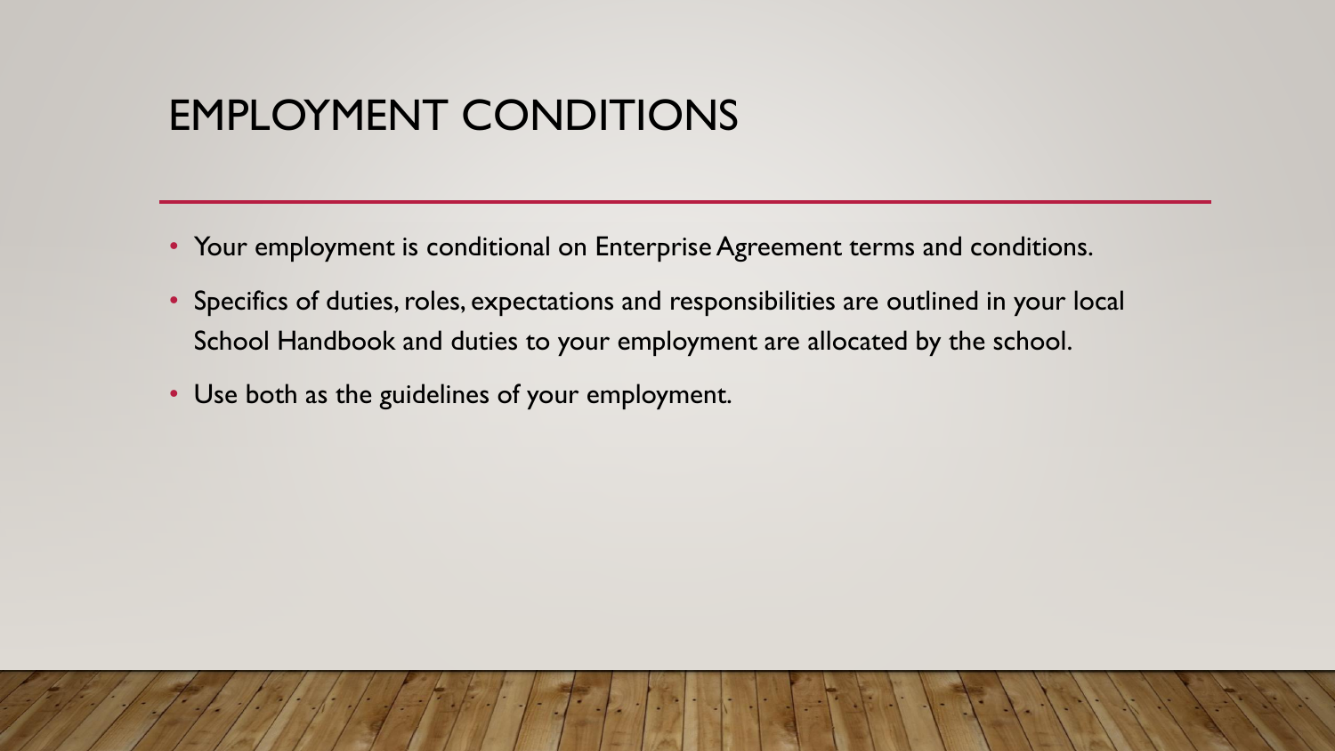# EMPLOYMENT CONDITIONS

- Your employment is conditional on Enterprise Agreement terms and conditions.
- Specifics of duties, roles, expectations and responsibilities are outlined in your local School Handbook and duties to your employment are allocated by the school.
- Use both as the guidelines of your employment.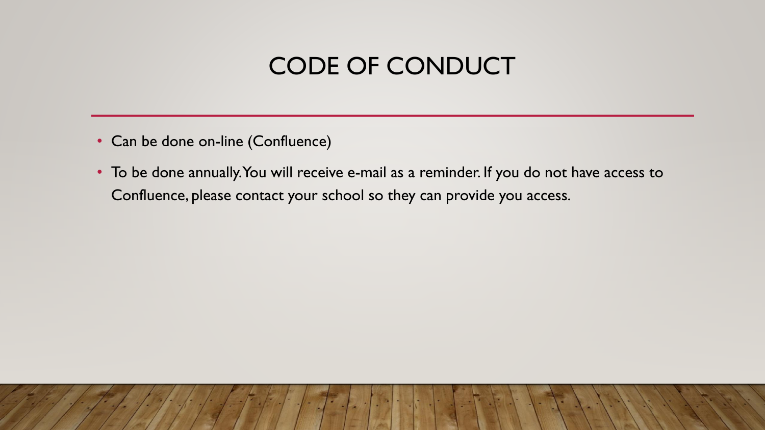# CODE OF CONDUCT

- Can be done on-line (Confluence)
- To be done annually. You will receive e-mail as a reminder. If you do not have access to Confluence, please contact your school so they can provide you access.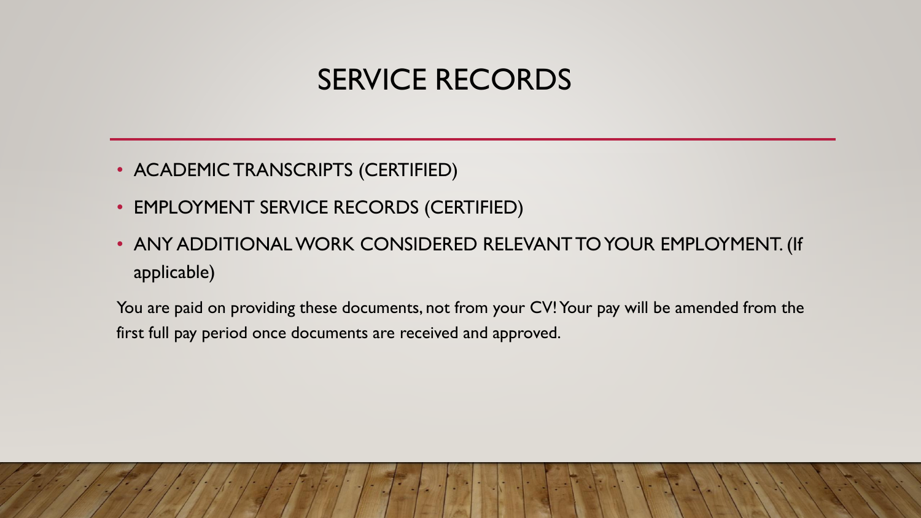# SERVICE RECORDS

- ACADEMIC TRANSCRIPTS (CERTIFIED)
- EMPLOYMENT SERVICE RECORDS (CERTIFIED)
- ANY ADDITIONAL WORK CONSIDERED RELEVANT TO YOUR EMPLOYMENT. (If applicable)

You are paid on providing these documents, not from your CV! Your pay will be amended from the first full pay period once documents are received and approved.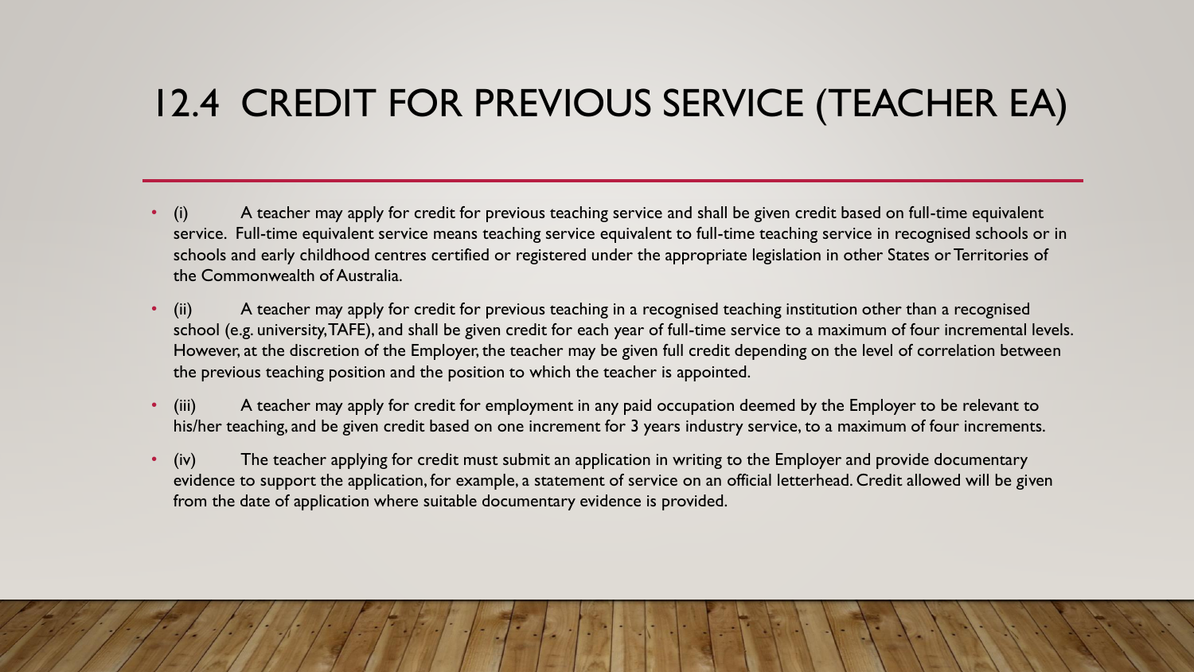# 12.4 CREDIT FOR PREVIOUS SERVICE (TEACHER EA)

- (i) A teacher may apply for credit for previous teaching service and shall be given credit based on full-time equivalent service. Full-time equivalent service means teaching service equivalent to full-time teaching service in recognised schools or in schools and early childhood centres certified or registered under the appropriate legislation in other States or Territories of the Commonwealth of Australia.
- (ii) A teacher may apply for credit for previous teaching in a recognised teaching institution other than a recognised school (e.g. university, TAFE), and shall be given credit for each year of full-time service to a maximum of four incremental levels. However, at the discretion of the Employer, the teacher may be given full credit depending on the level of correlation between the previous teaching position and the position to which the teacher is appointed.
- (iii) A teacher may apply for credit for employment in any paid occupation deemed by the Employer to be relevant to his/her teaching, and be given credit based on one increment for 3 years industry service, to a maximum of four increments.
- (iv) The teacher applying for credit must submit an application in writing to the Employer and provide documentary evidence to support the application, for example, a statement of service on an official letterhead. Credit allowed will be given from the date of application where suitable documentary evidence is provided.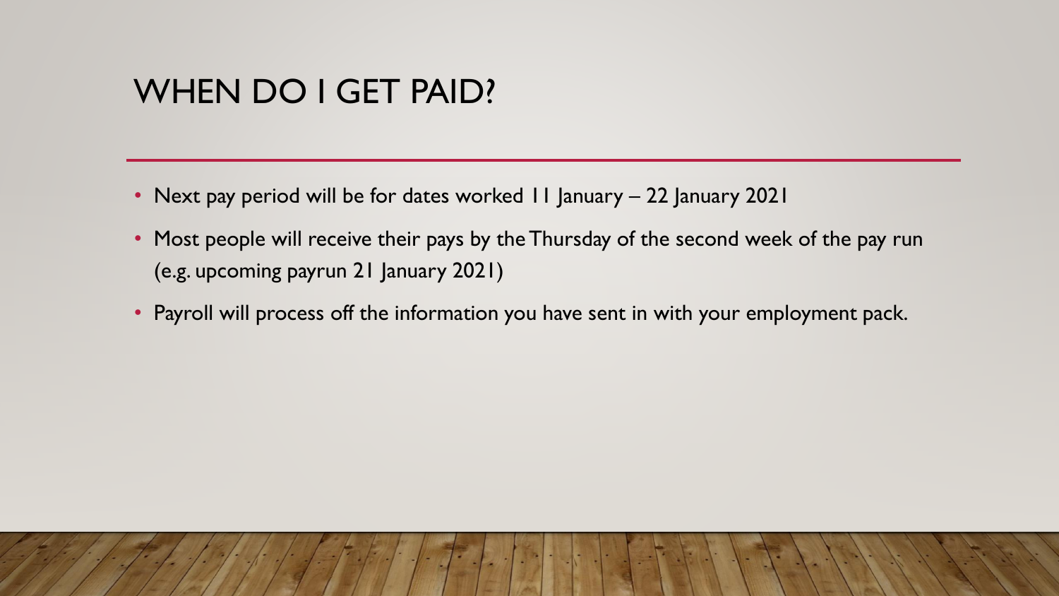# WHEN DO I GET PAID?

- Next pay period will be for dates worked 11 January – 22 January 2021
- Most people will receive their pays by the Thursday of the second week of the pay run (e.g. upcoming payrun 21 January 2021)
- Payroll will process off the information you have sent in with your employment pack.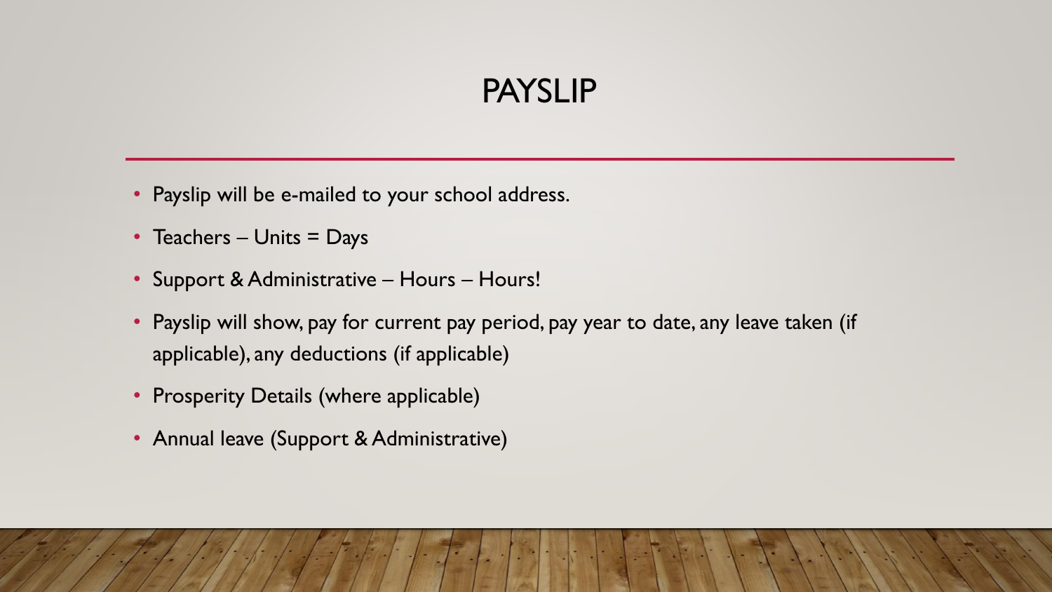# PAYSLIP

- Payslip will be e-mailed to your school address.
- Teachers – Units = Days
- Support & Administrative – Hours – Hours!
- Payslip will show, pay for current pay period, pay year to date, any leave taken (if applicable), any deductions (if applicable)
- Prosperity Details (where applicable)
- Annual leave (Support & Administrative)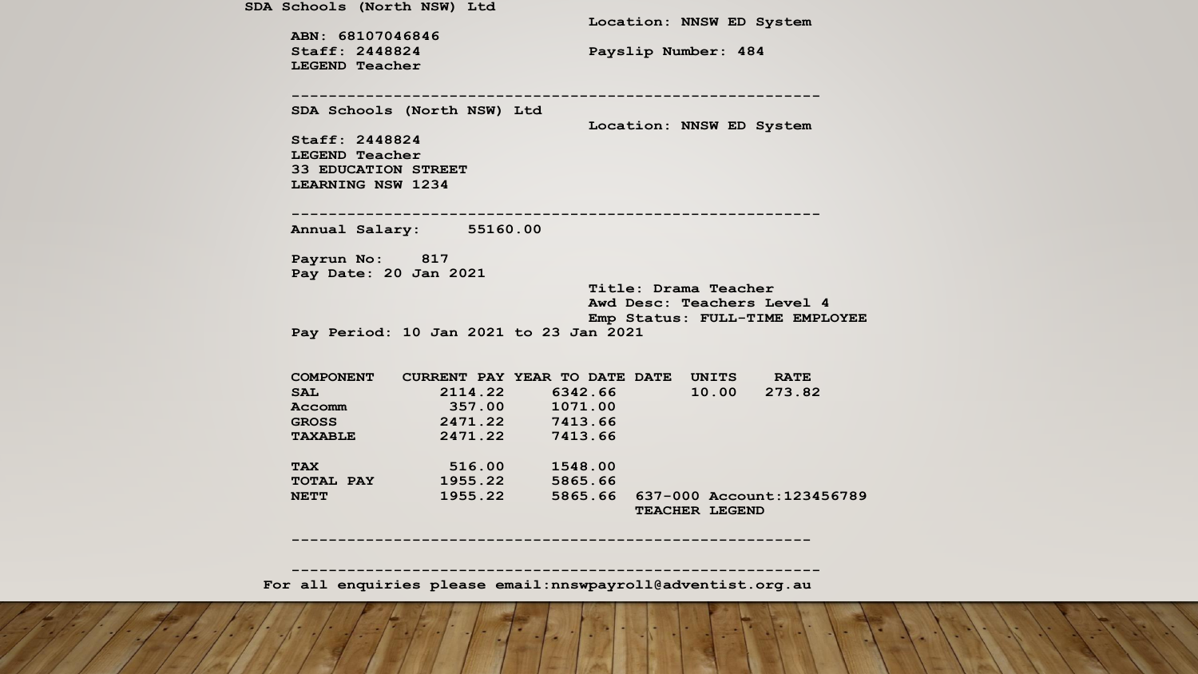SDA Schools (North NSW) Ltd

Location: NNSW ED System

ABN: 68107046846
Staff: 2448824
LEGEND Teacher

Payslip Number: 484

---

SDA Schools (North NSW) Ltd

Location: NNSW ED System

Staff: 2448824
LEGEND Teacher
33 EDUCATION STREET
LEARNING NSW 1234

---

Annual Salary: 55160.00

Payrun No: 817
Pay Date: 20 Jan 2021

Title: Drama Teacher
Awd Desc: Teachers Level 4
Emp Status: FULL-TIME EMPLOYEE

Pay Period: 10 Jan 2021 to 23 Jan 2021

| COMPONENT | CURRENT PAY | YEAR TO DATE | DATE | UNITS | RATE |
|---|---|---|---|---|---|
| SAL | 2114.22 | 6342.66 | | 10.00 | 273.82 |
| Accomm | 357.00 | 1071.00 | | | |
| GROSS | 2471.22 | 7413.66 | | | |
| TAXABLE | 2471.22 | 7413.66 | | | |
| TAX | 516.00 | 1548.00 | | | |
| TOTAL PAY | 1955.22 | 5865.66 | | | |
| NETT | 1955.22 | 5865.66 | 637-000 Account:123456789 TEACHER LEGEND | | |

---

---

For all enquiries please email:nnswpayroll@adventist.org.au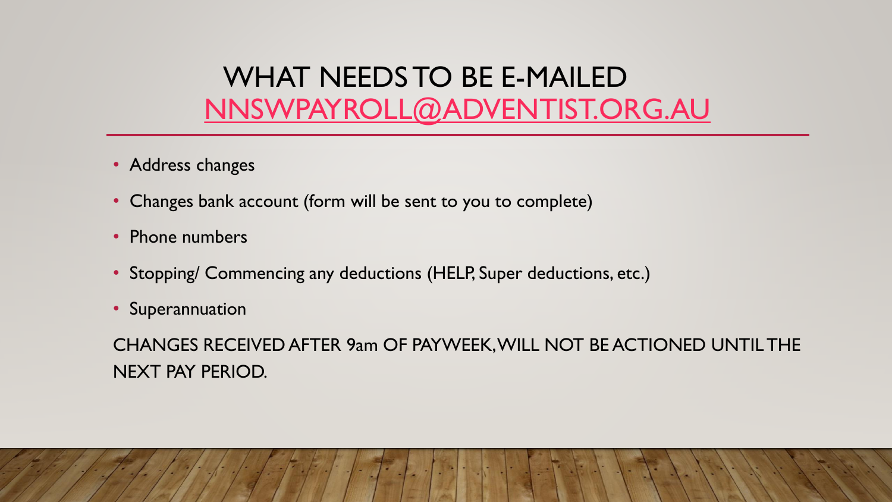# WHAT NEEDS TO BE E-MAILED NNSWPAYROLL@ADVENTIST.ORG.AU

- Address changes
- Changes bank account (form will be sent to you to complete)
- Phone numbers
- Stopping/ Commencing any deductions (HELP, Super deductions, etc.)
- Superannuation

CHANGES RECEIVED AFTER 9am OF PAYWEEK, WILL NOT BE ACTIONED UNTIL THE NEXT PAY PERIOD.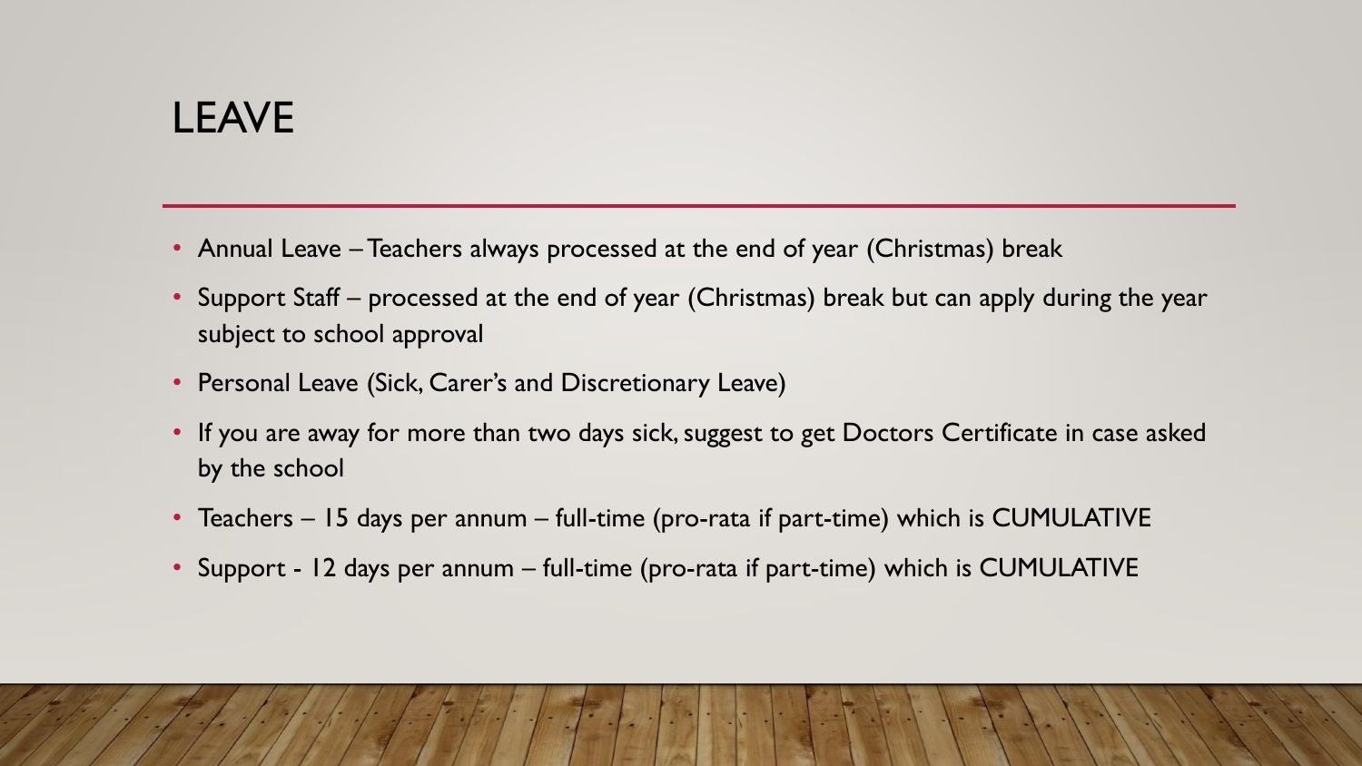# LEAVE

- Annual Leave – Teachers always processed at the end of year (Christmas) break
- Support Staff – processed at the end of year (Christmas) break but can apply during the year subject to school approval
- Personal Leave (Sick, Carer's and Discretionary Leave)
- If you are away for more than two days sick, suggest to get Doctors Certificate in case asked by the school
- Teachers – 15 days per annum – full-time (pro-rata if part-time) which is CUMULATIVE
- Support - 12 days per annum – full-time (pro-rata if part-time) which is CUMULATIVE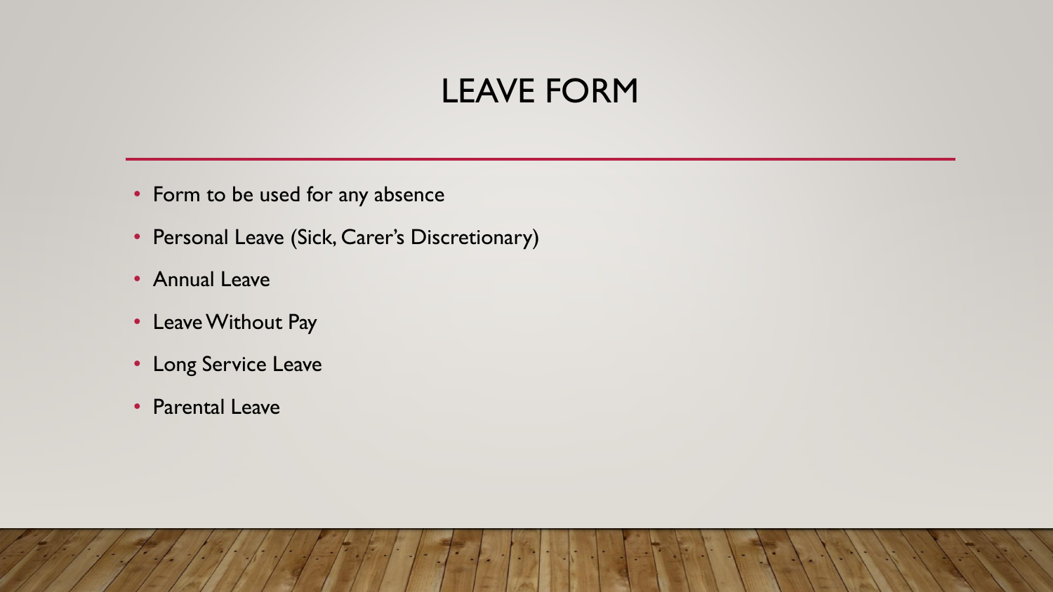# LEAVE FORM

- Form to be used for any absence
- Personal Leave (Sick, Carer's Discretionary)
- Annual Leave
- Leave Without Pay
- Long Service Leave
- Parental Leave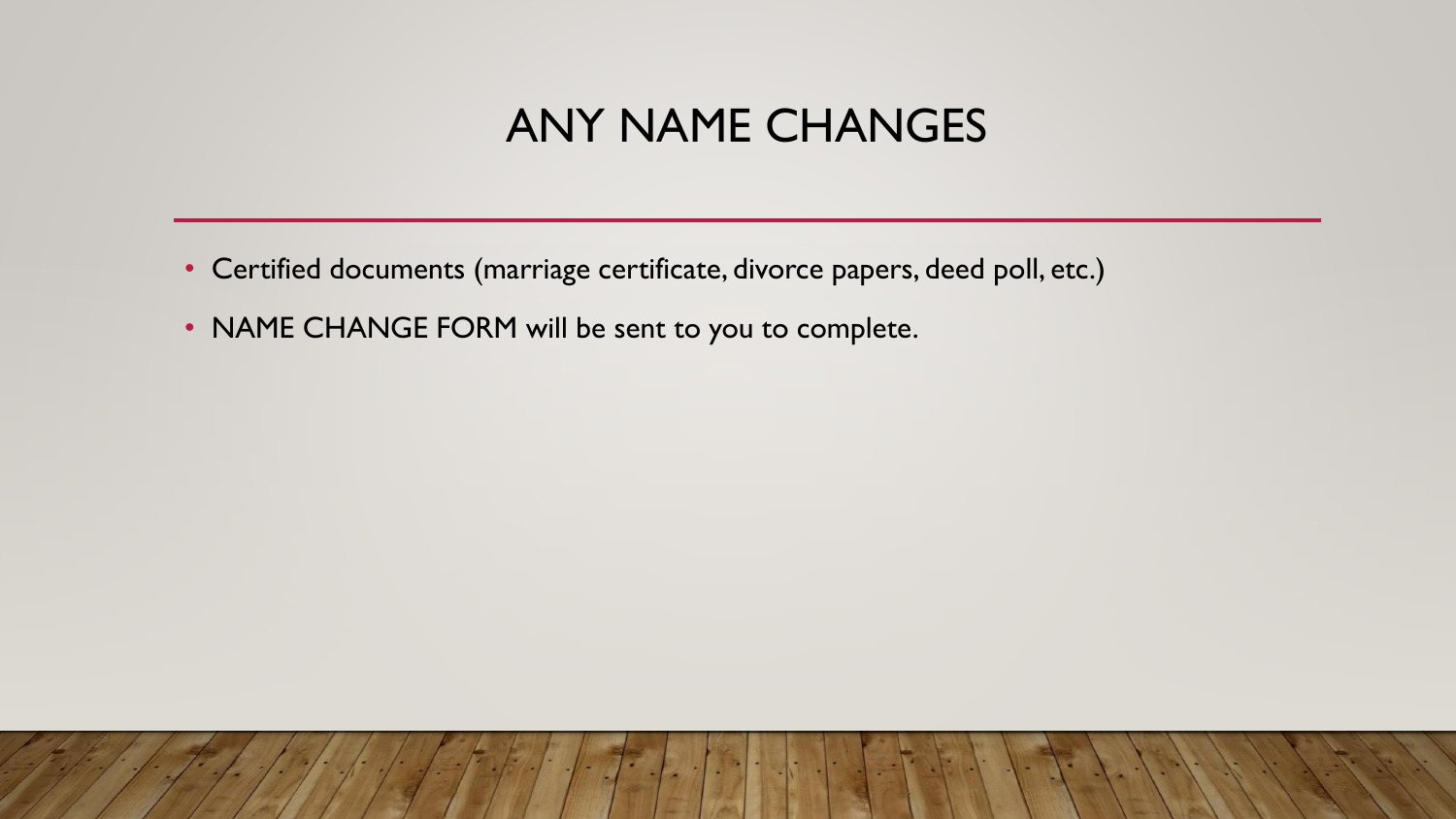# ANY NAME CHANGES

- Certified documents (marriage certificate, divorce papers, deed poll, etc.)
- NAME CHANGE FORM will be sent to you to complete.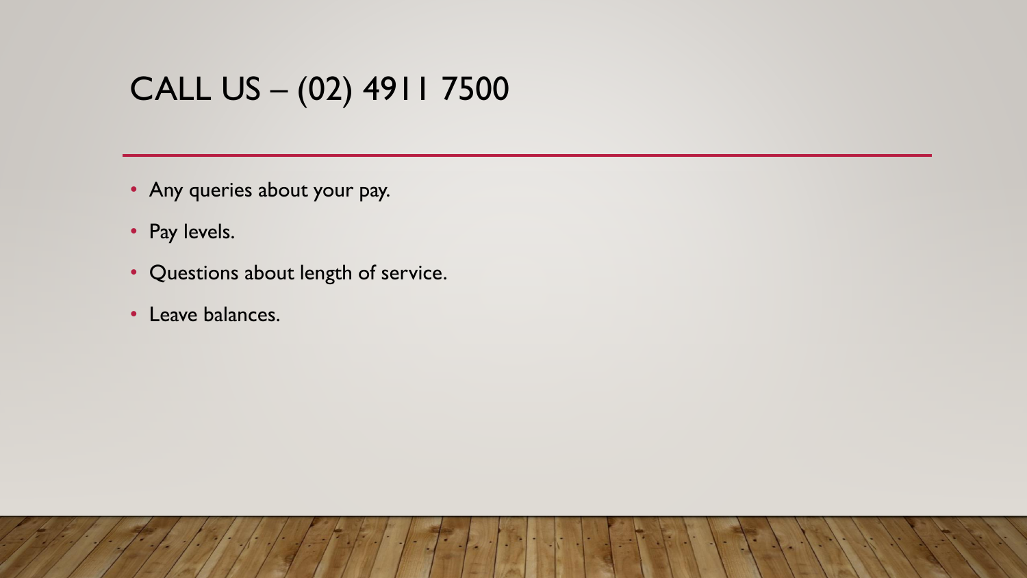# CALL US – (02) 4911 7500

- Any queries about your pay.
- Pay levels.
- Questions about length of service.
- Leave balances.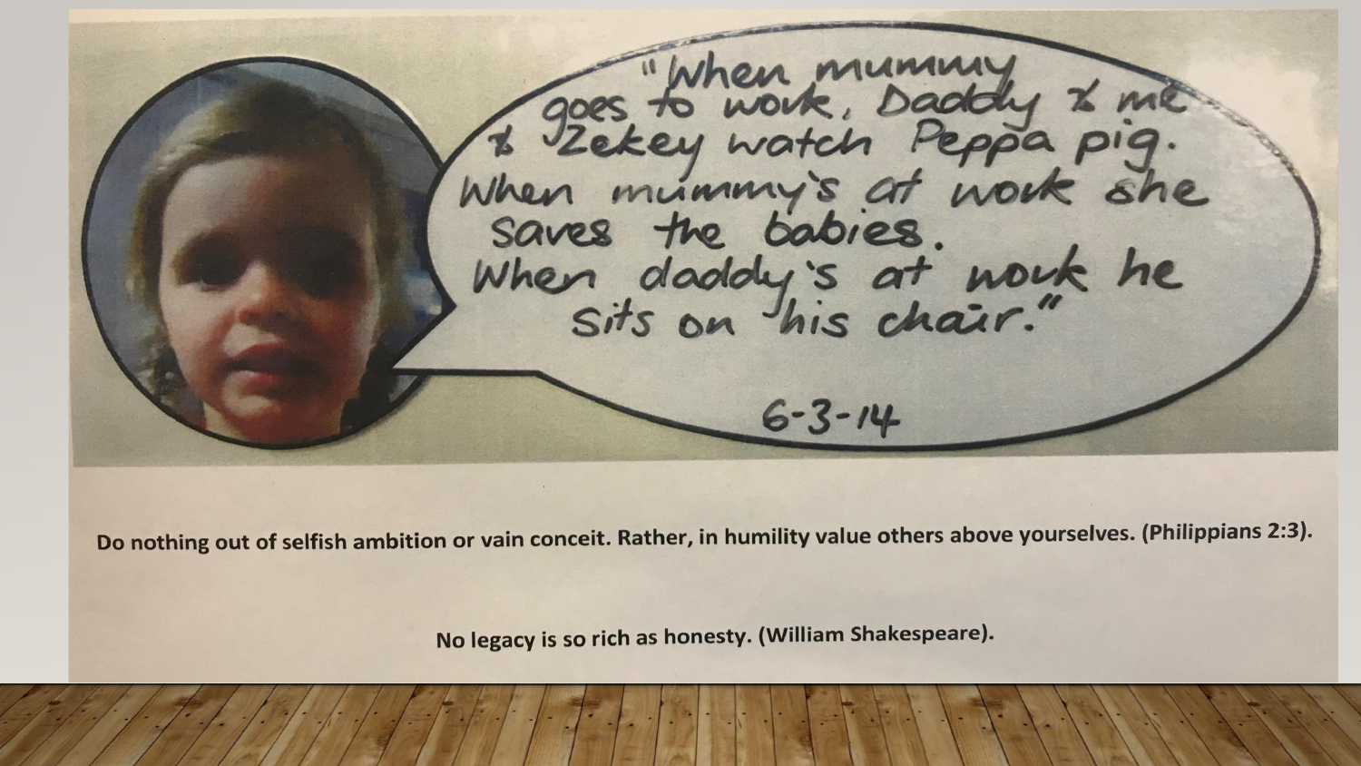"When mummy goes to work, Daddy & me & Zekey watch Peppa pig. When mummy's at work she saves the babies. When daddy's at work he sits on his chair."

6-3-14

**Do nothing out of selfish ambition or vain conceit. Rather, in humility value others above yourselves. (Philippians 2:3).**

**No legacy is so rich as honesty. (William Shakespeare).**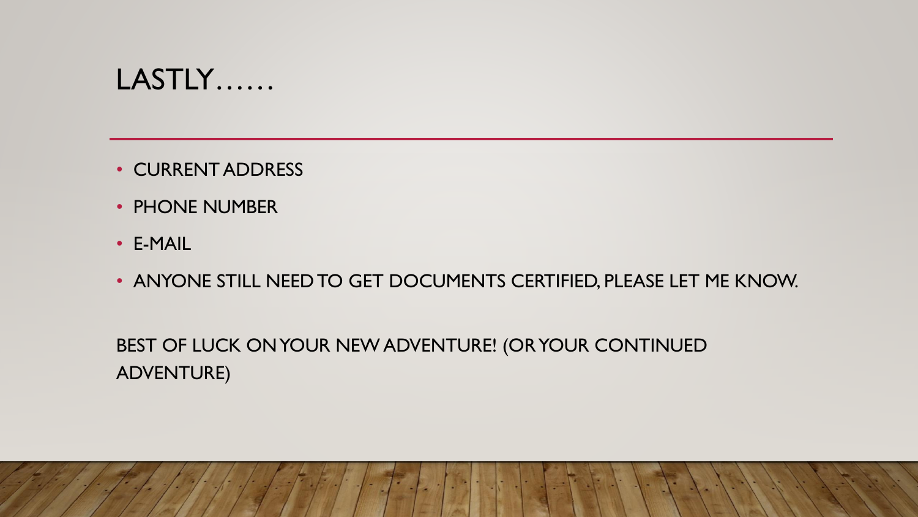# LASTLY……

- CURRENT ADDRESS
- PHONE NUMBER
- E-MAIL
- ANYONE STILL NEED TO GET DOCUMENTS CERTIFIED, PLEASE LET ME KNOW.

BEST OF LUCK ON YOUR NEW ADVENTURE! (OR YOUR CONTINUED ADVENTURE)